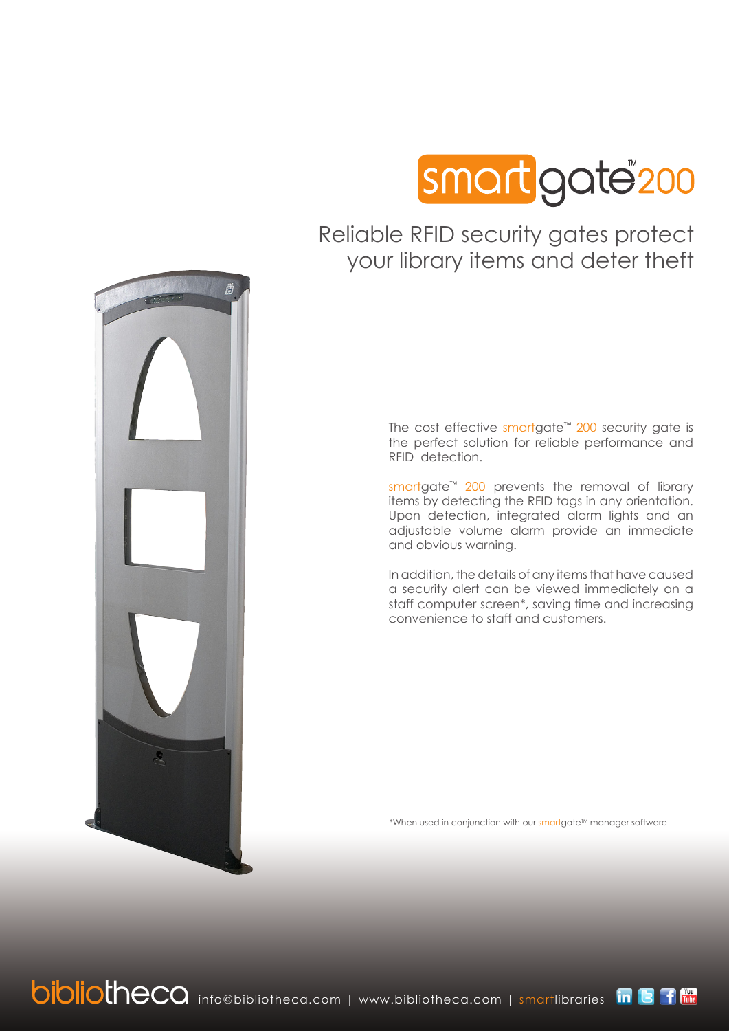# smartgate™ 200

## Reliable RFID security gates protect your library items and deter theft

The cost effective smartgate™ 200 security gate is the perfect solution for reliable performance and RFID detection.

smartgate™ 200 prevents the removal of library items by detecting the RFID tags in any orientation. Upon detection, integrated alarm lights and an adjustable volume alarm provide an immediate and obvious warning.

In addition, the details of any items that have caused a security alert can be viewed immediately on a staff computer screen*, saving time and increasing convenience to staff and customers.

*When used in conjunction with our smartgate™ manager software

bibliotheca info@bibliotheca.com | www.bibliotheca.com | smartlibraries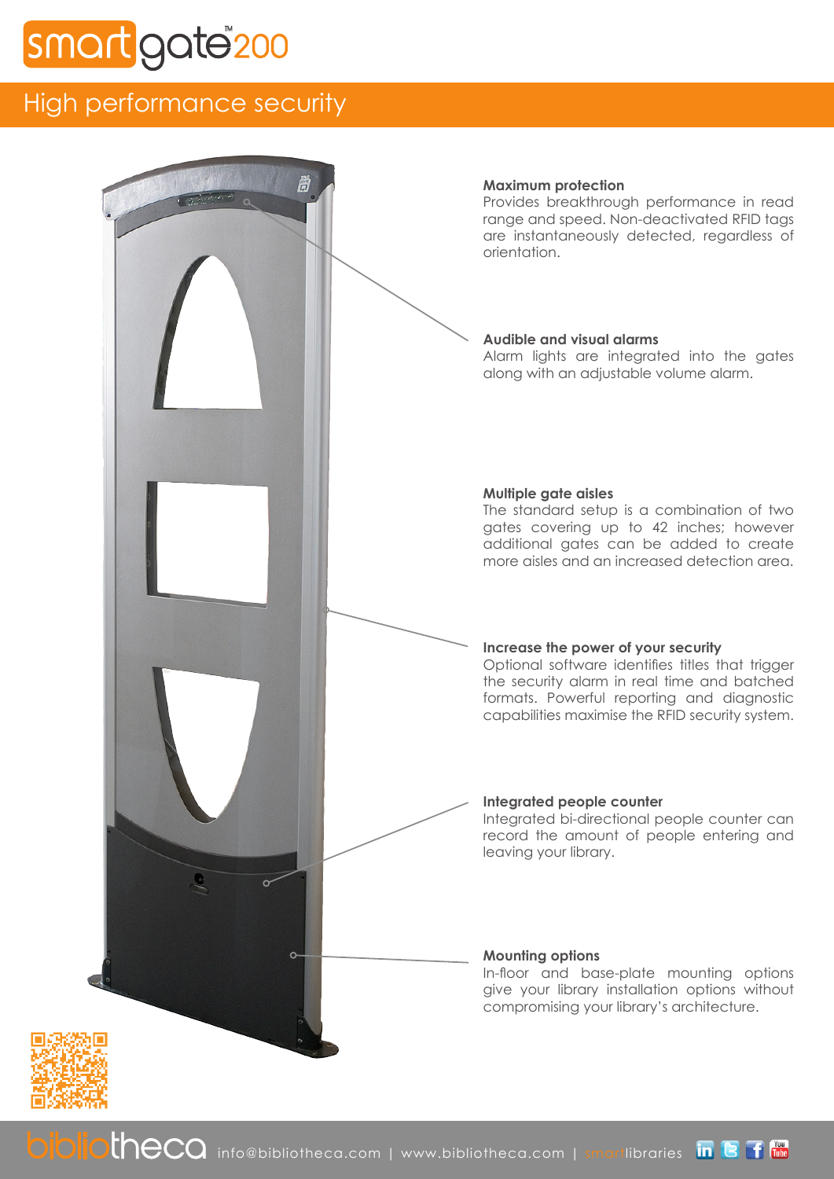# smartgate™200

## High performance security

**Maximum protection**
Provides breakthrough performance in read range and speed. Non-deactivated RFID tags are instantaneously detected, regardless of orientation.

**Audible and visual alarms**
Alarm lights are integrated into the gates along with an adjustable volume alarm.

**Multiple gate aisles**
The standard setup is a combination of two gates covering up to 42 inches; however additional gates can be added to create more aisles and an increased detection area.

**Increase the power of your security**
Optional software identifies titles that trigger the security alarm in real time and batched formats. Powerful reporting and diagnostic capabilities maximise the RFID security system.

**Integrated people counter**
Integrated bi-directional people counter can record the amount of people entering and leaving your library.

**Mounting options**
In-floor and base-plate mounting options give your library installation options without compromising your library's architecture.

bibliotheca info@bibliotheca.com | www.bibliotheca.com | smartlibraries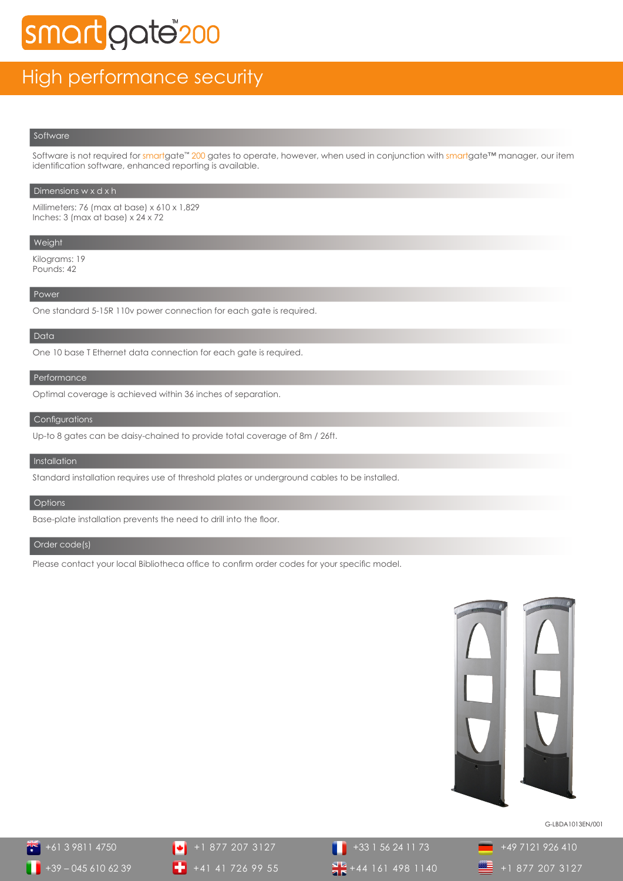# smartgate™200

## High performance security

### Software

Software is not required for smartgate™ 200 gates to operate, however, when used in conjunction with smartgate™ manager, our item identification software, enhanced reporting is available.

### Dimensions w x d x h

Millimeters: 76 (max at base) x 610 x 1,829
Inches: 3 (max at base) x 24 x 72

### Weight

Kilograms: 19
Pounds: 42

### Power

One standard 5-15R 110v power connection for each gate is required.

### Data

One 10 base T Ethernet data connection for each gate is required.

### Performance

Optimal coverage is achieved within 36 inches of separation.

### Configurations

Up-to 8 gates can be daisy-chained to provide total coverage of 8m / 26ft.

### Installation

Standard installation requires use of threshold plates or underground cables to be installed.

### Options

Base-plate installation prevents the need to drill into the floor.

### Order code(s)

Please contact your local Bibliotheca office to confirm order codes for your specific model.

G-LBDA1013EN/001

+61 3 9811 4750
+1 877 207 3127
+33 1 56 24 11 73
+49 7121 926 410
+39 – 045 610 62 39
+41 41 726 99 55
+44 161 498 1140
+1 877 207 3127